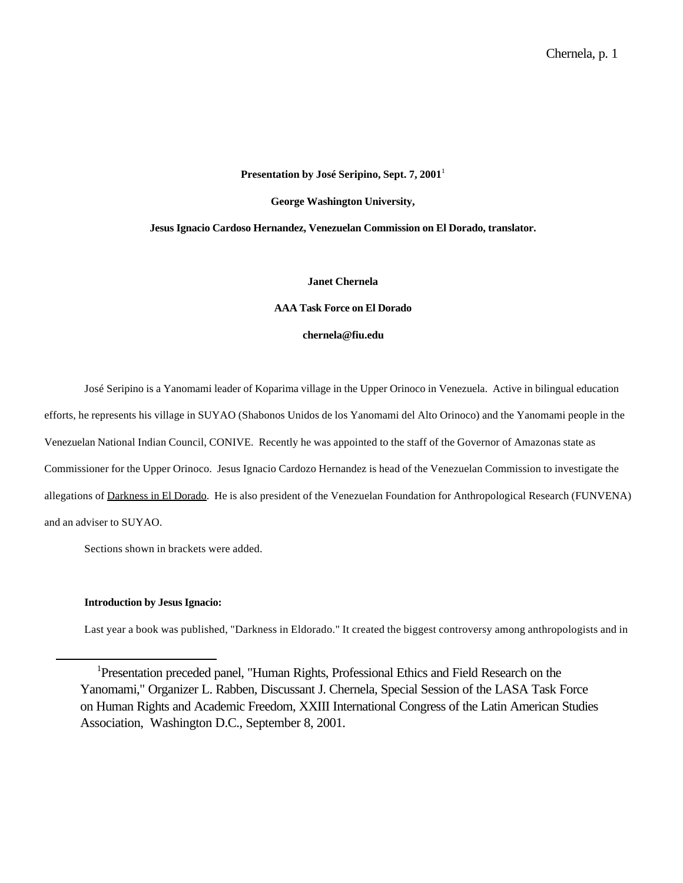**Presentation by José Seripino, Sept. 7, 2001**[1]

**George Washington University,**

**Jesus Ignacio Cardoso Hernandez, Venezuelan Commission on El Dorado, translator.**

**Janet Chernela**

**AAA Task Force on El Dorado**

**chernela@fiu.edu**

José Seripino is a Yanomami leader of Koparima village in the Upper Orinoco in Venezuela. Active in bilingual education efforts, he represents his village in SUYAO (Shabonos Unidos de los Yanomami del Alto Orinoco) and the Yanomami people in the Venezuelan National Indian Council, CONIVE. Recently he was appointed to the staff of the Governor of Amazonas state as Commissioner for the Upper Orinoco. Jesus Ignacio Cardozo Hernandez is head of the Venezuelan Commission to investigate the allegations of Darkness in El Dorado. He is also president of the Venezuelan Foundation for Anthropological Research (FUNVENA) and an adviser to SUYAO.

Sections shown in brackets were added.

**Introduction by Jesus Ignacio:**

Last year a book was published, "Darkness in Eldorado." It created the biggest controversy among anthropologists and in

[1] Presentation preceded panel, "Human Rights, Professional Ethics and Field Research on the Yanomami," Organizer L. Rabben, Discussant J. Chernela, Special Session of the LASA Task Force on Human Rights and Academic Freedom, XXIII International Congress of the Latin American Studies Association, Washington D.C., September 8, 2001.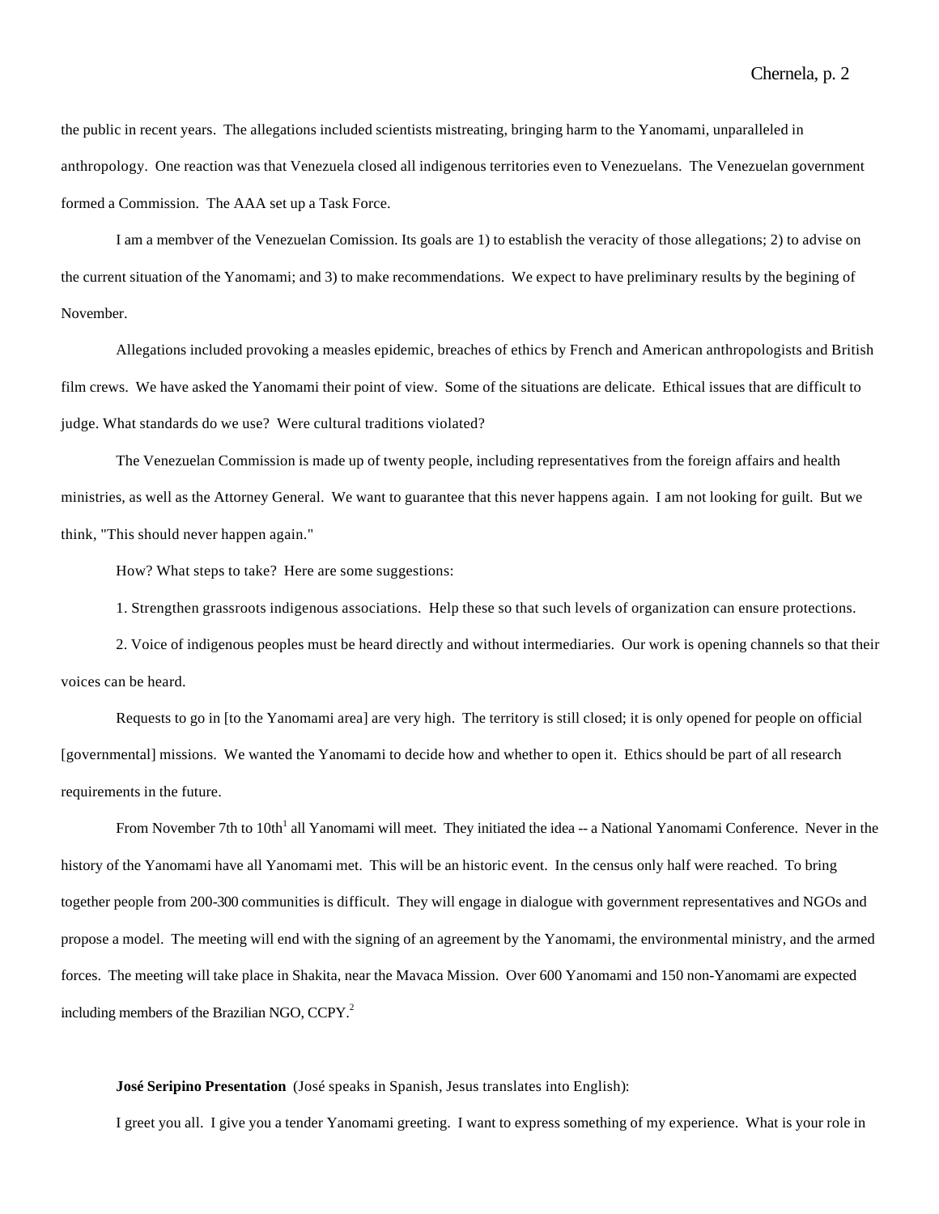the public in recent years. The allegations included scientists mistreating, bringing harm to the Yanomami, unparalleled in anthropology. One reaction was that Venezuela closed all indigenous territories even to Venezuelans. The Venezuelan government formed a Commission. The AAA set up a Task Force.

I am a membver of the Venezuelan Comission. Its goals are 1) to establish the veracity of those allegations; 2) to advise on the current situation of the Yanomami; and 3) to make recommendations. We expect to have preliminary results by the begining of November.

Allegations included provoking a measles epidemic, breaches of ethics by French and American anthropologists and British film crews. We have asked the Yanomami their point of view. Some of the situations are delicate. Ethical issues that are difficult to judge. What standards do we use? Were cultural traditions violated?

The Venezuelan Commission is made up of twenty people, including representatives from the foreign affairs and health ministries, as well as the Attorney General. We want to guarantee that this never happens again. I am not looking for guilt. But we think, "This should never happen again."

How? What steps to take? Here are some suggestions:

1. Strengthen grassroots indigenous associations. Help these so that such levels of organization can ensure protections.

2. Voice of indigenous peoples must be heard directly and without intermediaries. Our work is opening channels so that their voices can be heard.

Requests to go in [to the Yanomami area] are very high. The territory is still closed; it is only opened for people on official [governmental] missions. We wanted the Yanomami to decide how and whether to open it. Ethics should be part of all research requirements in the future.

From November 7th to 10th[1] all Yanomami will meet. They initiated the idea -- a National Yanomami Conference. Never in the history of the Yanomami have all Yanomami met. This will be an historic event. In the census only half were reached. To bring together people from 200-300 communities is difficult. They will engage in dialogue with government representatives and NGOs and propose a model. The meeting will end with the signing of an agreement by the Yanomami, the environmental ministry, and the armed forces. The meeting will take place in Shakita, near the Mavaca Mission. Over 600 Yanomami and 150 non-Yanomami are expected including members of the Brazilian NGO, CCPY.[2]

**José Seripino Presentation** (José speaks in Spanish, Jesus translates into English):

I greet you all. I give you a tender Yanomami greeting. I want to express something of my experience. What is your role in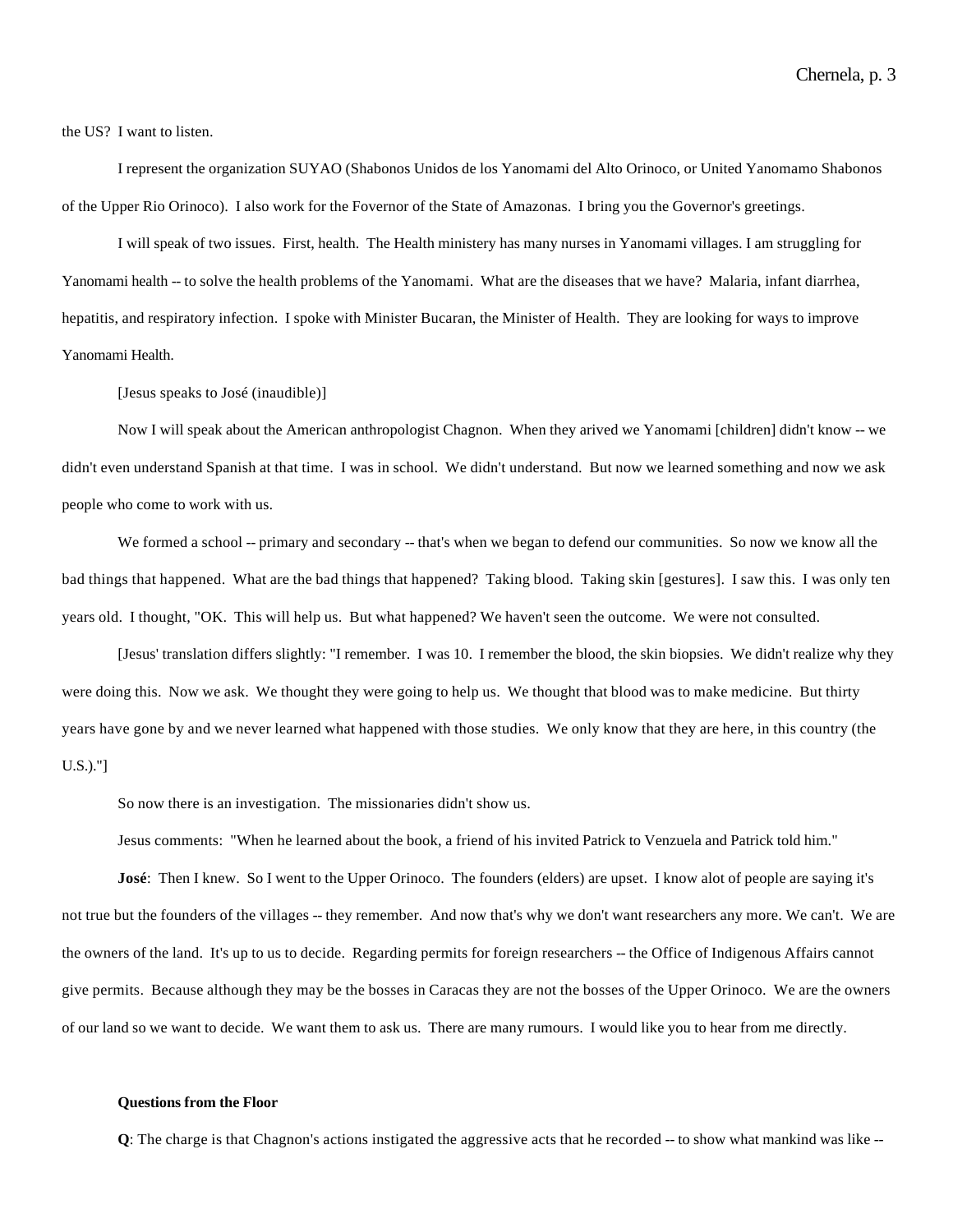the US? I want to listen.

I represent the organization SUYAO (Shabonos Unidos de los Yanomami del Alto Orinoco, or United Yanomamo Shabonos of the Upper Rio Orinoco). I also work for the Fovernor of the State of Amazonas. I bring you the Governor's greetings.

I will speak of two issues. First, health. The Health ministery has many nurses in Yanomami villages. I am struggling for Yanomami health -- to solve the health problems of the Yanomami. What are the diseases that we have? Malaria, infant diarrhea, hepatitis, and respiratory infection. I spoke with Minister Bucaran, the Minister of Health. They are looking for ways to improve Yanomami Health.

[Jesus speaks to José (inaudible)]

Now I will speak about the American anthropologist Chagnon. When they arived we Yanomami [children] didn't know -- we didn't even understand Spanish at that time. I was in school. We didn't understand. But now we learned something and now we ask people who come to work with us.

We formed a school -- primary and secondary -- that's when we began to defend our communities. So now we know all the bad things that happened. What are the bad things that happened? Taking blood. Taking skin [gestures]. I saw this. I was only ten years old. I thought, "OK. This will help us. But what happened? We haven't seen the outcome. We were not consulted.

[Jesus' translation differs slightly: "I remember. I was 10. I remember the blood, the skin biopsies. We didn't realize why they were doing this. Now we ask. We thought they were going to help us. We thought that blood was to make medicine. But thirty years have gone by and we never learned what happened with those studies. We only know that they are here, in this country (the U.S.)."]

So now there is an investigation. The missionaries didn't show us.

Jesus comments: "When he learned about the book, a friend of his invited Patrick to Venzuela and Patrick told him."

**José**: Then I knew. So I went to the Upper Orinoco. The founders (elders) are upset. I know alot of people are saying it's not true but the founders of the villages -- they remember. And now that's why we don't want researchers any more. We can't. We are the owners of the land. It's up to us to decide. Regarding permits for foreign researchers -- the Office of Indigenous Affairs cannot give permits. Because although they may be the bosses in Caracas they are not the bosses of the Upper Orinoco. We are the owners of our land so we want to decide. We want them to ask us. There are many rumours. I would like you to hear from me directly.

**Questions from the Floor**

**Q**: The charge is that Chagnon's actions instigated the aggressive acts that he recorded -- to show what mankind was like --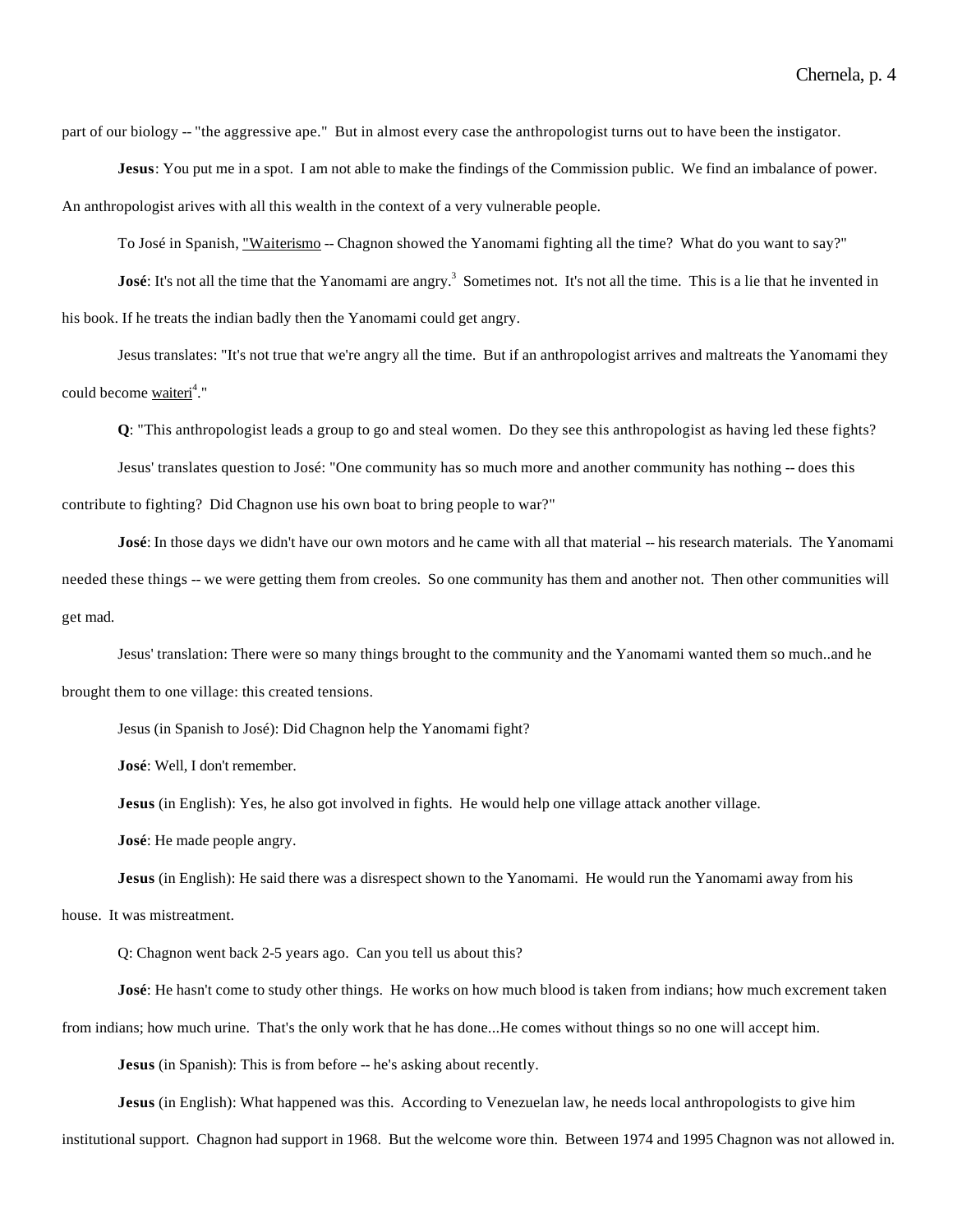part of our biology -- "the aggressive ape." But in almost every case the anthropologist turns out to have been the instigator.

**Jesus**: You put me in a spot. I am not able to make the findings of the Commission public. We find an imbalance of power. An anthropologist arives with all this wealth in the context of a very vulnerable people.

To José in Spanish, "Waiterismo -- Chagnon showed the Yanomami fighting all the time? What do you want to say?"

**José**: It's not all the time that the Yanomami are angry.[3] Sometimes not. It's not all the time. This is a lie that he invented in his book. If he treats the indian badly then the Yanomami could get angry.

Jesus translates: "It's not true that we're angry all the time. But if an anthropologist arrives and maltreats the Yanomami they could become waiteri[4]."

**Q**: "This anthropologist leads a group to go and steal women. Do they see this anthropologist as having led these fights?

Jesus' translates question to José: "One community has so much more and another community has nothing -- does this contribute to fighting? Did Chagnon use his own boat to bring people to war?"

**José**: In those days we didn't have our own motors and he came with all that material -- his research materials. The Yanomami needed these things -- we were getting them from creoles. So one community has them and another not. Then other communities will get mad.

Jesus' translation: There were so many things brought to the community and the Yanomami wanted them so much..and he brought them to one village: this created tensions.

Jesus (in Spanish to José): Did Chagnon help the Yanomami fight?

**José**: Well, I don't remember.

**Jesus** (in English): Yes, he also got involved in fights. He would help one village attack another village.

**José**: He made people angry.

**Jesus** (in English): He said there was a disrespect shown to the Yanomami. He would run the Yanomami away from his house. It was mistreatment.

Q: Chagnon went back 2-5 years ago. Can you tell us about this?

**José**: He hasn't come to study other things. He works on how much blood is taken from indians; how much excrement taken from indians; how much urine. That's the only work that he has done...He comes without things so no one will accept him.

**Jesus** (in Spanish): This is from before -- he's asking about recently.

**Jesus** (in English): What happened was this. According to Venezuelan law, he needs local anthropologists to give him institutional support. Chagnon had support in 1968. But the welcome wore thin. Between 1974 and 1995 Chagnon was not allowed in.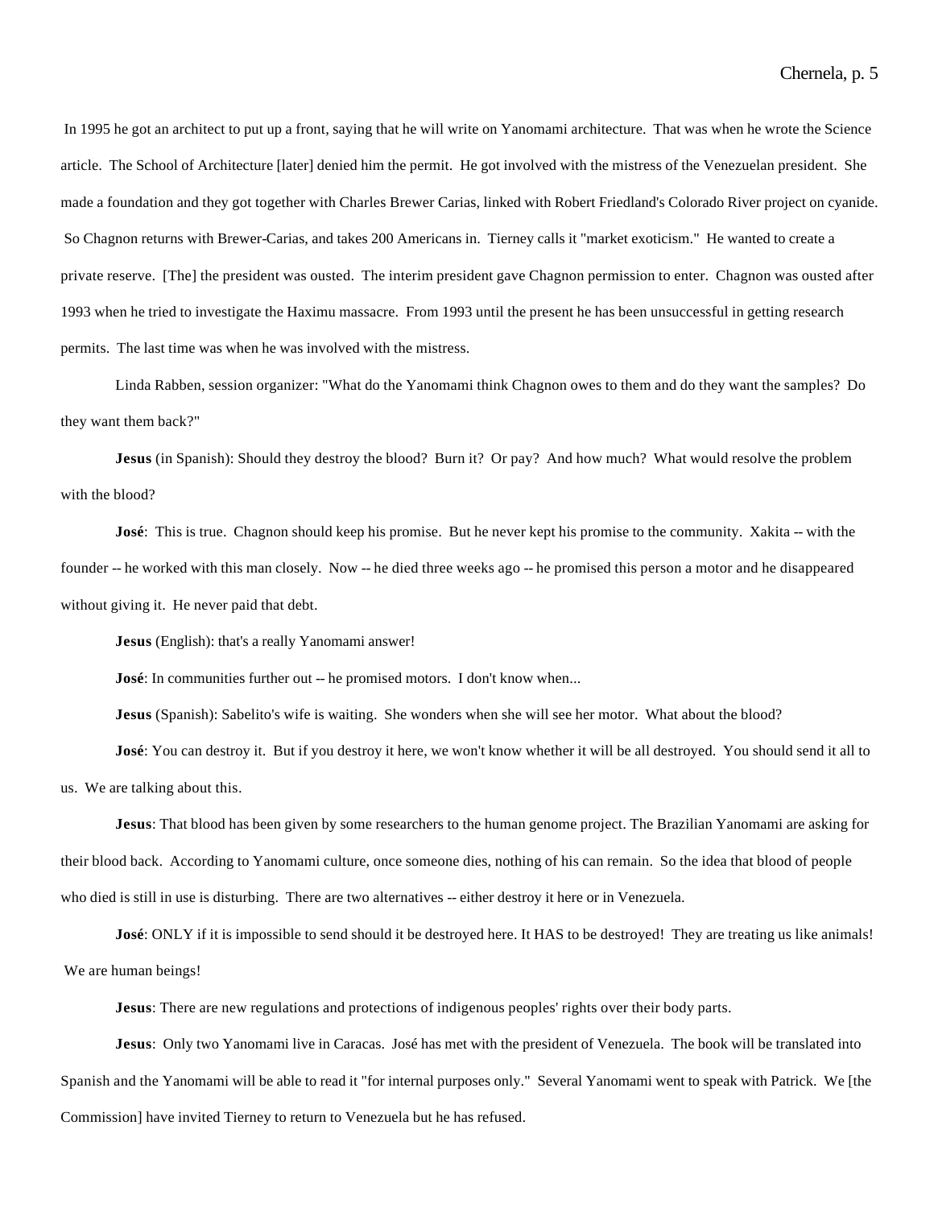In 1995 he got an architect to put up a front, saying that he will write on Yanomami architecture. That was when he wrote the Science article. The School of Architecture [later] denied him the permit. He got involved with the mistress of the Venezuelan president. She made a foundation and they got together with Charles Brewer Carias, linked with Robert Friedland's Colorado River project on cyanide. So Chagnon returns with Brewer-Carias, and takes 200 Americans in. Tierney calls it "market exoticism." He wanted to create a private reserve. [The] the president was ousted. The interim president gave Chagnon permission to enter. Chagnon was ousted after 1993 when he tried to investigate the Haximu massacre. From 1993 until the present he has been unsuccessful in getting research permits. The last time was when he was involved with the mistress.

Linda Rabben, session organizer: "What do the Yanomami think Chagnon owes to them and do they want the samples? Do they want them back?"

**Jesus** (in Spanish): Should they destroy the blood? Burn it? Or pay? And how much? What would resolve the problem with the blood?

**José**: This is true. Chagnon should keep his promise. But he never kept his promise to the community. Xakita -- with the founder -- he worked with this man closely. Now -- he died three weeks ago -- he promised this person a motor and he disappeared without giving it. He never paid that debt.

**Jesus** (English): that's a really Yanomami answer!

**José**: In communities further out -- he promised motors. I don't know when...

**Jesus** (Spanish): Sabelito's wife is waiting. She wonders when she will see her motor. What about the blood?

**José**: You can destroy it. But if you destroy it here, we won't know whether it will be all destroyed. You should send it all to us. We are talking about this.

**Jesus**: That blood has been given by some researchers to the human genome project. The Brazilian Yanomami are asking for their blood back. According to Yanomami culture, once someone dies, nothing of his can remain. So the idea that blood of people who died is still in use is disturbing. There are two alternatives -- either destroy it here or in Venezuela.

**José**: ONLY if it is impossible to send should it be destroyed here. It HAS to be destroyed! They are treating us like animals! We are human beings!

**Jesus**: There are new regulations and protections of indigenous peoples' rights over their body parts.

**Jesus**: Only two Yanomami live in Caracas. José has met with the president of Venezuela. The book will be translated into Spanish and the Yanomami will be able to read it "for internal purposes only." Several Yanomami went to speak with Patrick. We [the Commission] have invited Tierney to return to Venezuela but he has refused.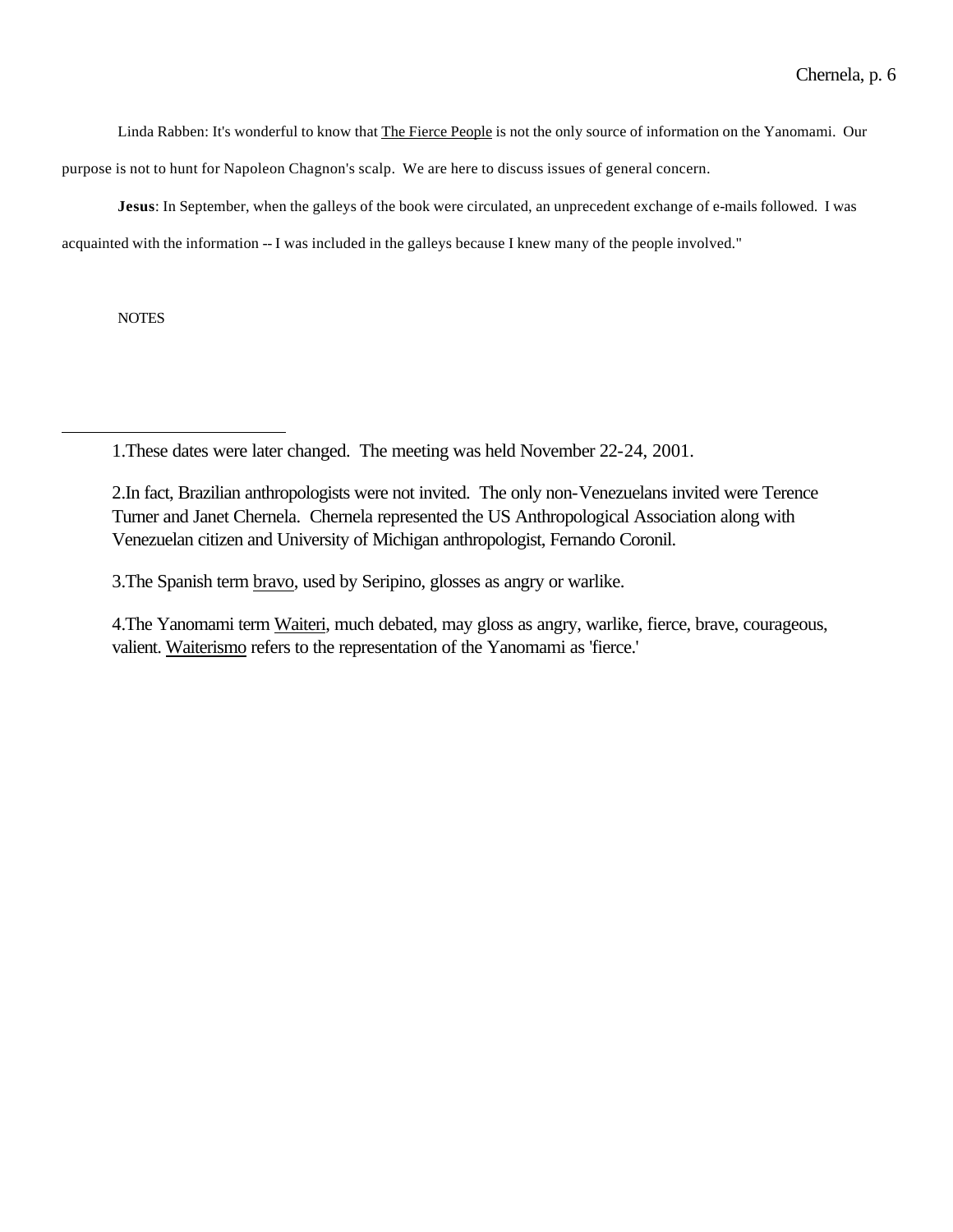Linda Rabben: It's wonderful to know that The Fierce People is not the only source of information on the Yanomami. Our purpose is not to hunt for Napoleon Chagnon's scalp. We are here to discuss issues of general concern.

**Jesus**: In September, when the galleys of the book were circulated, an unprecedent exchange of e-mails followed. I was acquainted with the information -- I was included in the galleys because I knew many of the people involved."

NOTES

1.These dates were later changed. The meeting was held November 22-24, 2001.

2.In fact, Brazilian anthropologists were not invited. The only non-Venezuelans invited were Terence Turner and Janet Chernela. Chernela represented the US Anthropological Association along with Venezuelan citizen and University of Michigan anthropologist, Fernando Coronil.

3.The Spanish term bravo, used by Seripino, glosses as angry or warlike.

4.The Yanomami term Waiteri, much debated, may gloss as angry, warlike, fierce, brave, courageous, valient. Waiterismo refers to the representation of the Yanomami as 'fierce.'